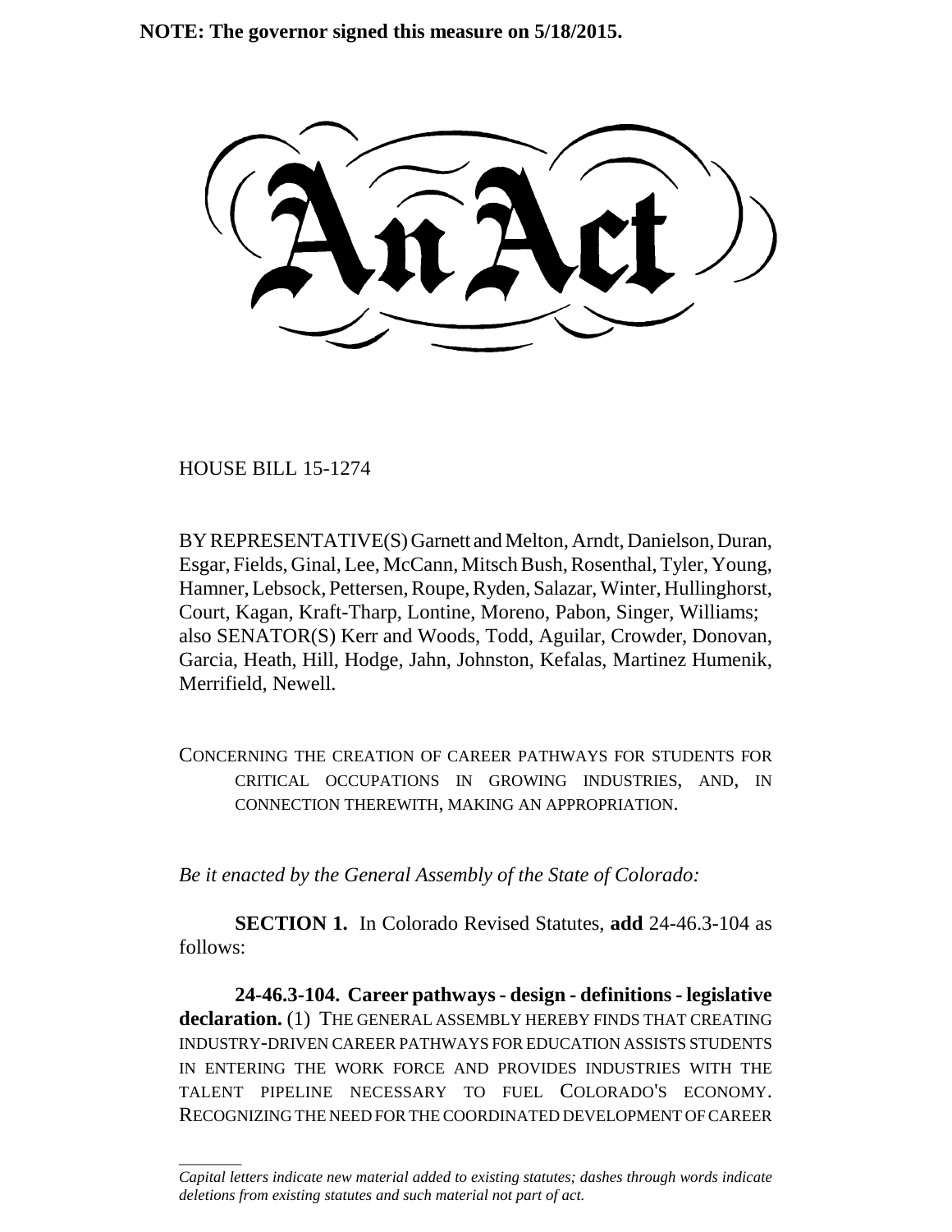**NOTE: The governor signed this measure on 5/18/2015.**

# An Act

HOUSE BILL 15-1274

BY REPRESENTATIVE(S) Garnett and Melton, Arndt, Danielson, Duran, Esgar, Fields, Ginal, Lee, McCann, Mitsch Bush, Rosenthal, Tyler, Young, Hamner, Lebsock, Pettersen, Roupe, Ryden, Salazar, Winter, Hullinghorst, Court, Kagan, Kraft-Tharp, Lontine, Moreno, Pabon, Singer, Williams; also SENATOR(S) Kerr and Woods, Todd, Aguilar, Crowder, Donovan, Garcia, Heath, Hill, Hodge, Jahn, Johnston, Kefalas, Martinez Humenik, Merrifield, Newell.

CONCERNING THE CREATION OF CAREER PATHWAYS FOR STUDENTS FOR CRITICAL OCCUPATIONS IN GROWING INDUSTRIES, AND, IN CONNECTION THEREWITH, MAKING AN APPROPRIATION.

*Be it enacted by the General Assembly of the State of Colorado:*

**SECTION 1.** In Colorado Revised Statutes, **add** 24-46.3-104 as follows:

**24-46.3-104. Career pathways - design - definitions - legislative declaration.** (1) THE GENERAL ASSEMBLY HEREBY FINDS THAT CREATING INDUSTRY-DRIVEN CAREER PATHWAYS FOR EDUCATION ASSISTS STUDENTS IN ENTERING THE WORK FORCE AND PROVIDES INDUSTRIES WITH THE TALENT PIPELINE NECESSARY TO FUEL COLORADO'S ECONOMY. RECOGNIZING THE NEED FOR THE COORDINATED DEVELOPMENT OF CAREER

---

*Capital letters indicate new material added to existing statutes; dashes through words indicate deletions from existing statutes and such material not part of act.*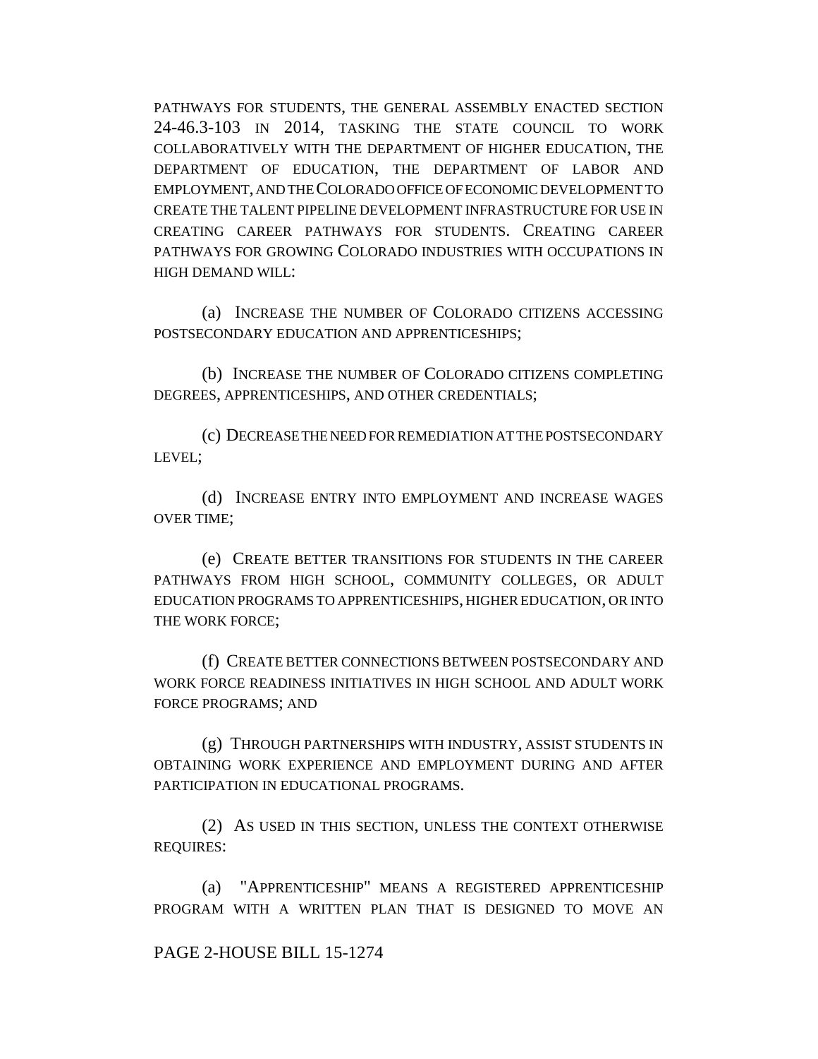PATHWAYS FOR STUDENTS, THE GENERAL ASSEMBLY ENACTED SECTION 24-46.3-103 IN 2014, TASKING THE STATE COUNCIL TO WORK COLLABORATIVELY WITH THE DEPARTMENT OF HIGHER EDUCATION, THE DEPARTMENT OF EDUCATION, THE DEPARTMENT OF LABOR AND EMPLOYMENT, AND THE COLORADO OFFICE OF ECONOMIC DEVELOPMENT TO CREATE THE TALENT PIPELINE DEVELOPMENT INFRASTRUCTURE FOR USE IN CREATING CAREER PATHWAYS FOR STUDENTS. CREATING CAREER PATHWAYS FOR GROWING COLORADO INDUSTRIES WITH OCCUPATIONS IN HIGH DEMAND WILL:

(a) INCREASE THE NUMBER OF COLORADO CITIZENS ACCESSING POSTSECONDARY EDUCATION AND APPRENTICESHIPS;

(b) INCREASE THE NUMBER OF COLORADO CITIZENS COMPLETING DEGREES, APPRENTICESHIPS, AND OTHER CREDENTIALS;

(c) DECREASE THE NEED FOR REMEDIATION AT THE POSTSECONDARY LEVEL;

(d) INCREASE ENTRY INTO EMPLOYMENT AND INCREASE WAGES OVER TIME;

(e) CREATE BETTER TRANSITIONS FOR STUDENTS IN THE CAREER PATHWAYS FROM HIGH SCHOOL, COMMUNITY COLLEGES, OR ADULT EDUCATION PROGRAMS TO APPRENTICESHIPS, HIGHER EDUCATION, OR INTO THE WORK FORCE;

(f) CREATE BETTER CONNECTIONS BETWEEN POSTSECONDARY AND WORK FORCE READINESS INITIATIVES IN HIGH SCHOOL AND ADULT WORK FORCE PROGRAMS; AND

(g) THROUGH PARTNERSHIPS WITH INDUSTRY, ASSIST STUDENTS IN OBTAINING WORK EXPERIENCE AND EMPLOYMENT DURING AND AFTER PARTICIPATION IN EDUCATIONAL PROGRAMS.

(2) AS USED IN THIS SECTION, UNLESS THE CONTEXT OTHERWISE REQUIRES:

(a) "APPRENTICESHIP" MEANS A REGISTERED APPRENTICESHIP PROGRAM WITH A WRITTEN PLAN THAT IS DESIGNED TO MOVE AN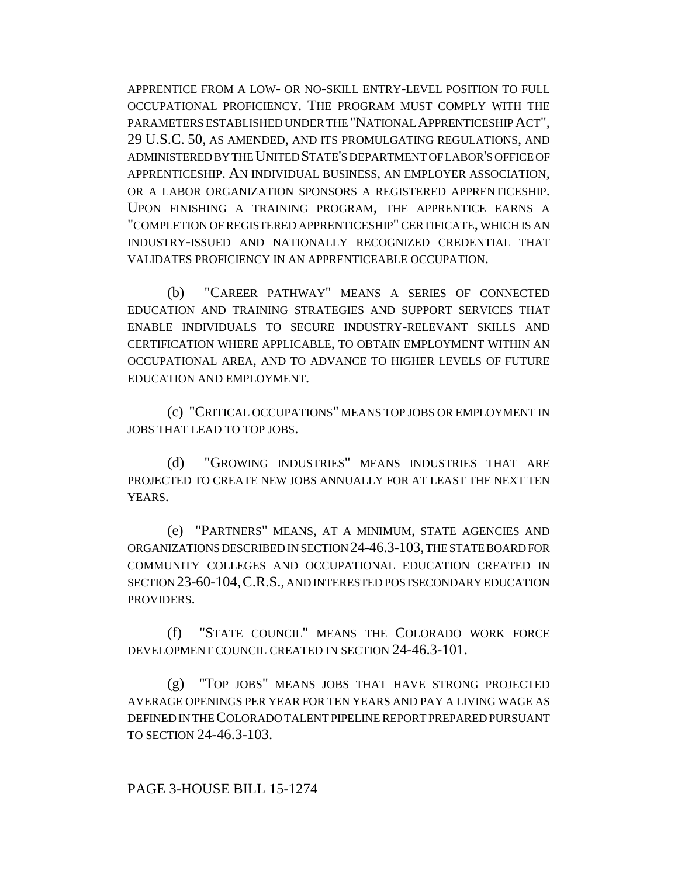APPRENTICE FROM A LOW- OR NO-SKILL ENTRY-LEVEL POSITION TO FULL OCCUPATIONAL PROFICIENCY. THE PROGRAM MUST COMPLY WITH THE PARAMETERS ESTABLISHED UNDER THE "NATIONAL APPRENTICESHIP ACT", 29 U.S.C. 50, AS AMENDED, AND ITS PROMULGATING REGULATIONS, AND ADMINISTERED BY THE UNITED STATE'S DEPARTMENT OF LABOR'S OFFICE OF APPRENTICESHIP. AN INDIVIDUAL BUSINESS, AN EMPLOYER ASSOCIATION, OR A LABOR ORGANIZATION SPONSORS A REGISTERED APPRENTICESHIP. UPON FINISHING A TRAINING PROGRAM, THE APPRENTICE EARNS A "COMPLETION OF REGISTERED APPRENTICESHIP" CERTIFICATE, WHICH IS AN INDUSTRY-ISSUED AND NATIONALLY RECOGNIZED CREDENTIAL THAT VALIDATES PROFICIENCY IN AN APPRENTICEABLE OCCUPATION.

(b) "CAREER PATHWAY" MEANS A SERIES OF CONNECTED EDUCATION AND TRAINING STRATEGIES AND SUPPORT SERVICES THAT ENABLE INDIVIDUALS TO SECURE INDUSTRY-RELEVANT SKILLS AND CERTIFICATION WHERE APPLICABLE, TO OBTAIN EMPLOYMENT WITHIN AN OCCUPATIONAL AREA, AND TO ADVANCE TO HIGHER LEVELS OF FUTURE EDUCATION AND EMPLOYMENT.

(c) "CRITICAL OCCUPATIONS" MEANS TOP JOBS OR EMPLOYMENT IN JOBS THAT LEAD TO TOP JOBS.

(d) "GROWING INDUSTRIES" MEANS INDUSTRIES THAT ARE PROJECTED TO CREATE NEW JOBS ANNUALLY FOR AT LEAST THE NEXT TEN YEARS.

(e) "PARTNERS" MEANS, AT A MINIMUM, STATE AGENCIES AND ORGANIZATIONS DESCRIBED IN SECTION 24-46.3-103, THE STATE BOARD FOR COMMUNITY COLLEGES AND OCCUPATIONAL EDUCATION CREATED IN SECTION 23-60-104, C.R.S., AND INTERESTED POSTSECONDARY EDUCATION PROVIDERS.

(f) "STATE COUNCIL" MEANS THE COLORADO WORK FORCE DEVELOPMENT COUNCIL CREATED IN SECTION 24-46.3-101.

(g) "TOP JOBS" MEANS JOBS THAT HAVE STRONG PROJECTED AVERAGE OPENINGS PER YEAR FOR TEN YEARS AND PAY A LIVING WAGE AS DEFINED IN THE COLORADO TALENT PIPELINE REPORT PREPARED PURSUANT TO SECTION 24-46.3-103.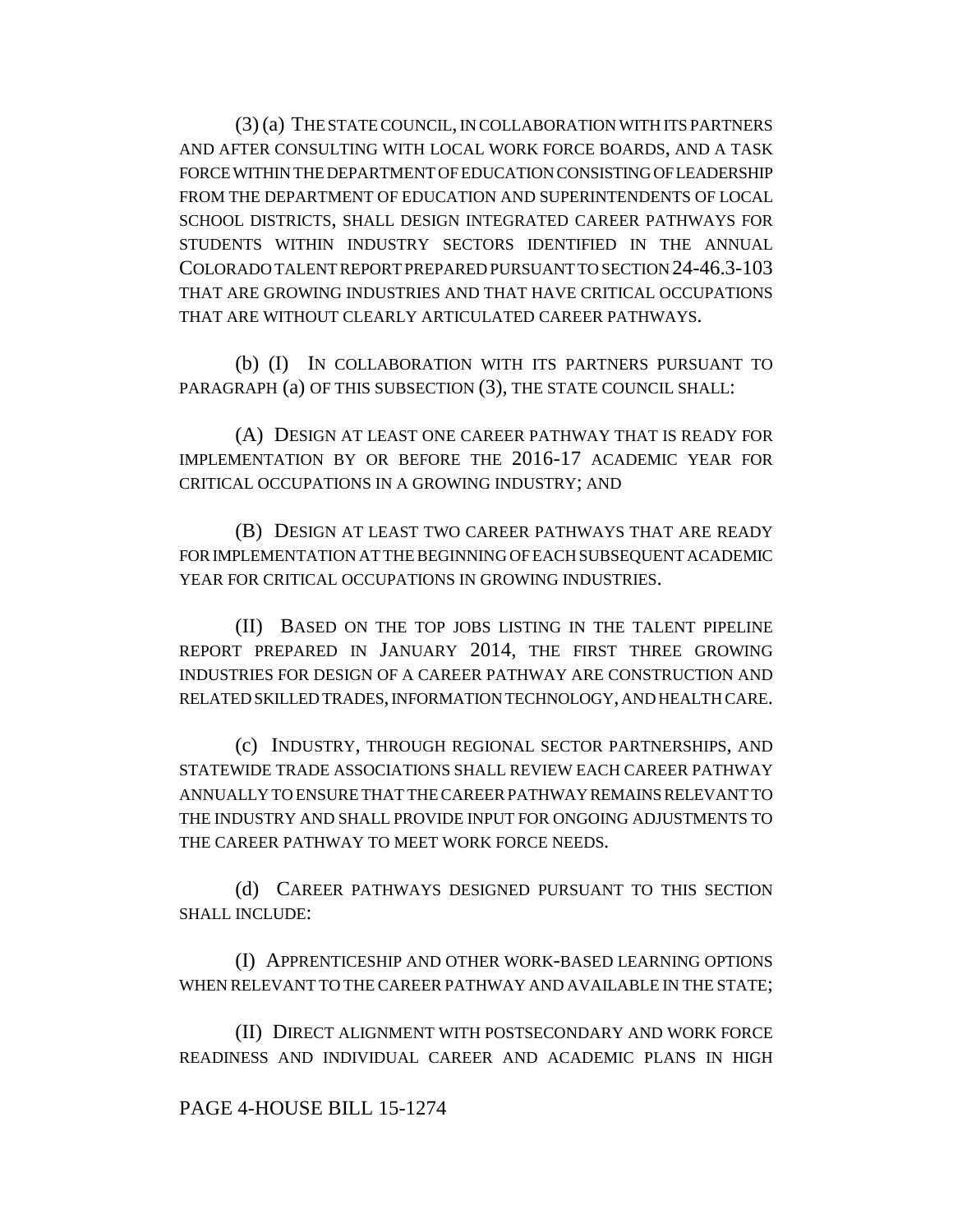(3) (a) THE STATE COUNCIL, IN COLLABORATION WITH ITS PARTNERS AND AFTER CONSULTING WITH LOCAL WORK FORCE BOARDS, AND A TASK FORCE WITHIN THE DEPARTMENT OF EDUCATION CONSISTING OF LEADERSHIP FROM THE DEPARTMENT OF EDUCATION AND SUPERINTENDENTS OF LOCAL SCHOOL DISTRICTS, SHALL DESIGN INTEGRATED CAREER PATHWAYS FOR STUDENTS WITHIN INDUSTRY SECTORS IDENTIFIED IN THE ANNUAL COLORADO TALENT REPORT PREPARED PURSUANT TO SECTION 24-46.3-103 THAT ARE GROWING INDUSTRIES AND THAT HAVE CRITICAL OCCUPATIONS THAT ARE WITHOUT CLEARLY ARTICULATED CAREER PATHWAYS.

(b) (I) IN COLLABORATION WITH ITS PARTNERS PURSUANT TO PARAGRAPH (a) OF THIS SUBSECTION (3), THE STATE COUNCIL SHALL:

(A) DESIGN AT LEAST ONE CAREER PATHWAY THAT IS READY FOR IMPLEMENTATION BY OR BEFORE THE 2016-17 ACADEMIC YEAR FOR CRITICAL OCCUPATIONS IN A GROWING INDUSTRY; AND

(B) DESIGN AT LEAST TWO CAREER PATHWAYS THAT ARE READY FOR IMPLEMENTATION AT THE BEGINNING OF EACH SUBSEQUENT ACADEMIC YEAR FOR CRITICAL OCCUPATIONS IN GROWING INDUSTRIES.

(II) BASED ON THE TOP JOBS LISTING IN THE TALENT PIPELINE REPORT PREPARED IN JANUARY 2014, THE FIRST THREE GROWING INDUSTRIES FOR DESIGN OF A CAREER PATHWAY ARE CONSTRUCTION AND RELATED SKILLED TRADES, INFORMATION TECHNOLOGY, AND HEALTH CARE.

(c) INDUSTRY, THROUGH REGIONAL SECTOR PARTNERSHIPS, AND STATEWIDE TRADE ASSOCIATIONS SHALL REVIEW EACH CAREER PATHWAY ANNUALLY TO ENSURE THAT THE CAREER PATHWAY REMAINS RELEVANT TO THE INDUSTRY AND SHALL PROVIDE INPUT FOR ONGOING ADJUSTMENTS TO THE CAREER PATHWAY TO MEET WORK FORCE NEEDS.

(d) CAREER PATHWAYS DESIGNED PURSUANT TO THIS SECTION SHALL INCLUDE:

(I) APPRENTICESHIP AND OTHER WORK-BASED LEARNING OPTIONS WHEN RELEVANT TO THE CAREER PATHWAY AND AVAILABLE IN THE STATE;

(II) DIRECT ALIGNMENT WITH POSTSECONDARY AND WORK FORCE READINESS AND INDIVIDUAL CAREER AND ACADEMIC PLANS IN HIGH

PAGE 4-HOUSE BILL 15-1274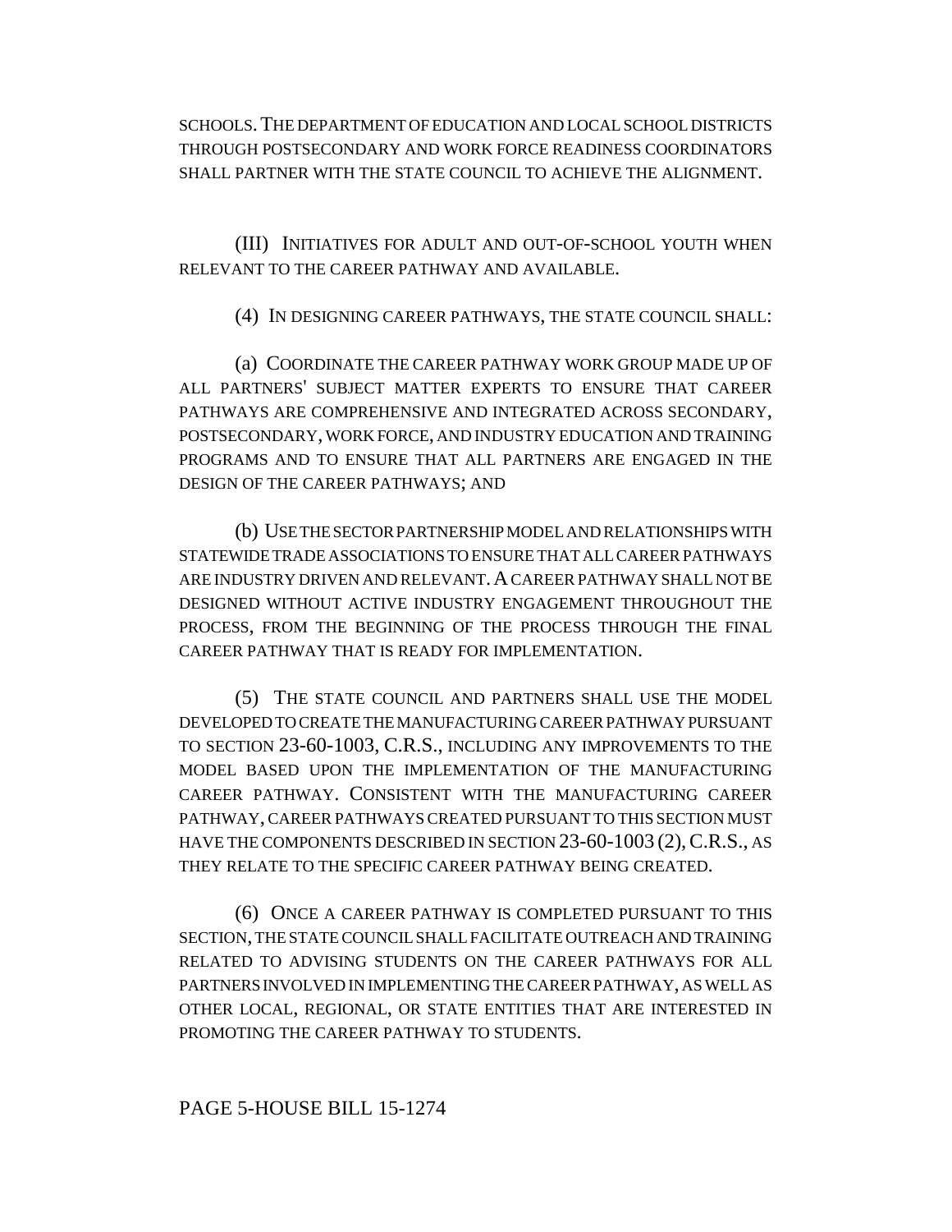SCHOOLS. THE DEPARTMENT OF EDUCATION AND LOCAL SCHOOL DISTRICTS THROUGH POSTSECONDARY AND WORK FORCE READINESS COORDINATORS SHALL PARTNER WITH THE STATE COUNCIL TO ACHIEVE THE ALIGNMENT.

(III) INITIATIVES FOR ADULT AND OUT-OF-SCHOOL YOUTH WHEN RELEVANT TO THE CAREER PATHWAY AND AVAILABLE.

(4) IN DESIGNING CAREER PATHWAYS, THE STATE COUNCIL SHALL:

(a) COORDINATE THE CAREER PATHWAY WORK GROUP MADE UP OF ALL PARTNERS' SUBJECT MATTER EXPERTS TO ENSURE THAT CAREER PATHWAYS ARE COMPREHENSIVE AND INTEGRATED ACROSS SECONDARY, POSTSECONDARY, WORK FORCE, AND INDUSTRY EDUCATION AND TRAINING PROGRAMS AND TO ENSURE THAT ALL PARTNERS ARE ENGAGED IN THE DESIGN OF THE CAREER PATHWAYS; AND

(b) USE THE SECTOR PARTNERSHIP MODEL AND RELATIONSHIPS WITH STATEWIDE TRADE ASSOCIATIONS TO ENSURE THAT ALL CAREER PATHWAYS ARE INDUSTRY DRIVEN AND RELEVANT. A CAREER PATHWAY SHALL NOT BE DESIGNED WITHOUT ACTIVE INDUSTRY ENGAGEMENT THROUGHOUT THE PROCESS, FROM THE BEGINNING OF THE PROCESS THROUGH THE FINAL CAREER PATHWAY THAT IS READY FOR IMPLEMENTATION.

(5) THE STATE COUNCIL AND PARTNERS SHALL USE THE MODEL DEVELOPED TO CREATE THE MANUFACTURING CAREER PATHWAY PURSUANT TO SECTION 23-60-1003, C.R.S., INCLUDING ANY IMPROVEMENTS TO THE MODEL BASED UPON THE IMPLEMENTATION OF THE MANUFACTURING CAREER PATHWAY. CONSISTENT WITH THE MANUFACTURING CAREER PATHWAY, CAREER PATHWAYS CREATED PURSUANT TO THIS SECTION MUST HAVE THE COMPONENTS DESCRIBED IN SECTION 23-60-1003 (2), C.R.S., AS THEY RELATE TO THE SPECIFIC CAREER PATHWAY BEING CREATED.

(6) ONCE A CAREER PATHWAY IS COMPLETED PURSUANT TO THIS SECTION, THE STATE COUNCIL SHALL FACILITATE OUTREACH AND TRAINING RELATED TO ADVISING STUDENTS ON THE CAREER PATHWAYS FOR ALL PARTNERS INVOLVED IN IMPLEMENTING THE CAREER PATHWAY, AS WELL AS OTHER LOCAL, REGIONAL, OR STATE ENTITIES THAT ARE INTERESTED IN PROMOTING THE CAREER PATHWAY TO STUDENTS.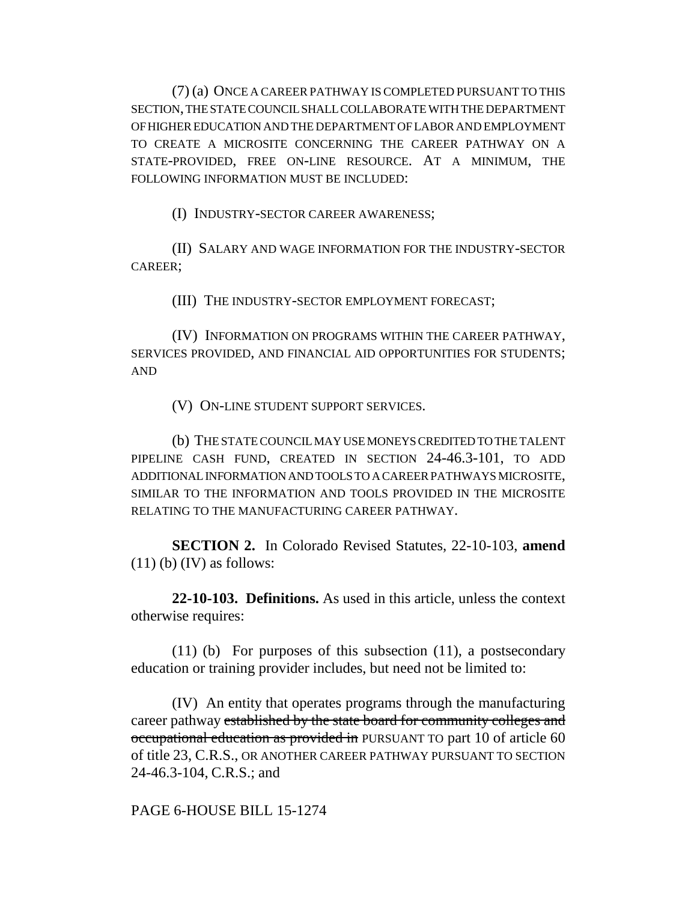(7) (a) ONCE A CAREER PATHWAY IS COMPLETED PURSUANT TO THIS SECTION, THE STATE COUNCIL SHALL COLLABORATE WITH THE DEPARTMENT OF HIGHER EDUCATION AND THE DEPARTMENT OF LABOR AND EMPLOYMENT TO CREATE A MICROSITE CONCERNING THE CAREER PATHWAY ON A STATE-PROVIDED, FREE ON-LINE RESOURCE. AT A MINIMUM, THE FOLLOWING INFORMATION MUST BE INCLUDED:

(I) INDUSTRY-SECTOR CAREER AWARENESS;

(II) SALARY AND WAGE INFORMATION FOR THE INDUSTRY-SECTOR CAREER;

(III) THE INDUSTRY-SECTOR EMPLOYMENT FORECAST;

(IV) INFORMATION ON PROGRAMS WITHIN THE CAREER PATHWAY, SERVICES PROVIDED, AND FINANCIAL AID OPPORTUNITIES FOR STUDENTS; AND

(V) ON-LINE STUDENT SUPPORT SERVICES.

(b) THE STATE COUNCIL MAY USE MONEYS CREDITED TO THE TALENT PIPELINE CASH FUND, CREATED IN SECTION 24-46.3-101, TO ADD ADDITIONAL INFORMATION AND TOOLS TO A CAREER PATHWAYS MICROSITE, SIMILAR TO THE INFORMATION AND TOOLS PROVIDED IN THE MICROSITE RELATING TO THE MANUFACTURING CAREER PATHWAY.

**SECTION 2.** In Colorado Revised Statutes, 22-10-103, **amend** (11) (b) (IV) as follows:

**22-10-103. Definitions.** As used in this article, unless the context otherwise requires:

(11) (b) For purposes of this subsection (11), a postsecondary education or training provider includes, but need not be limited to:

(IV) An entity that operates programs through the manufacturing career pathway ~~established by the state board for community colleges and occupational education as provided in~~ PURSUANT TO part 10 of article 60 of title 23, C.R.S., OR ANOTHER CAREER PATHWAY PURSUANT TO SECTION 24-46.3-104, C.R.S.; and

PAGE 6-HOUSE BILL 15-1274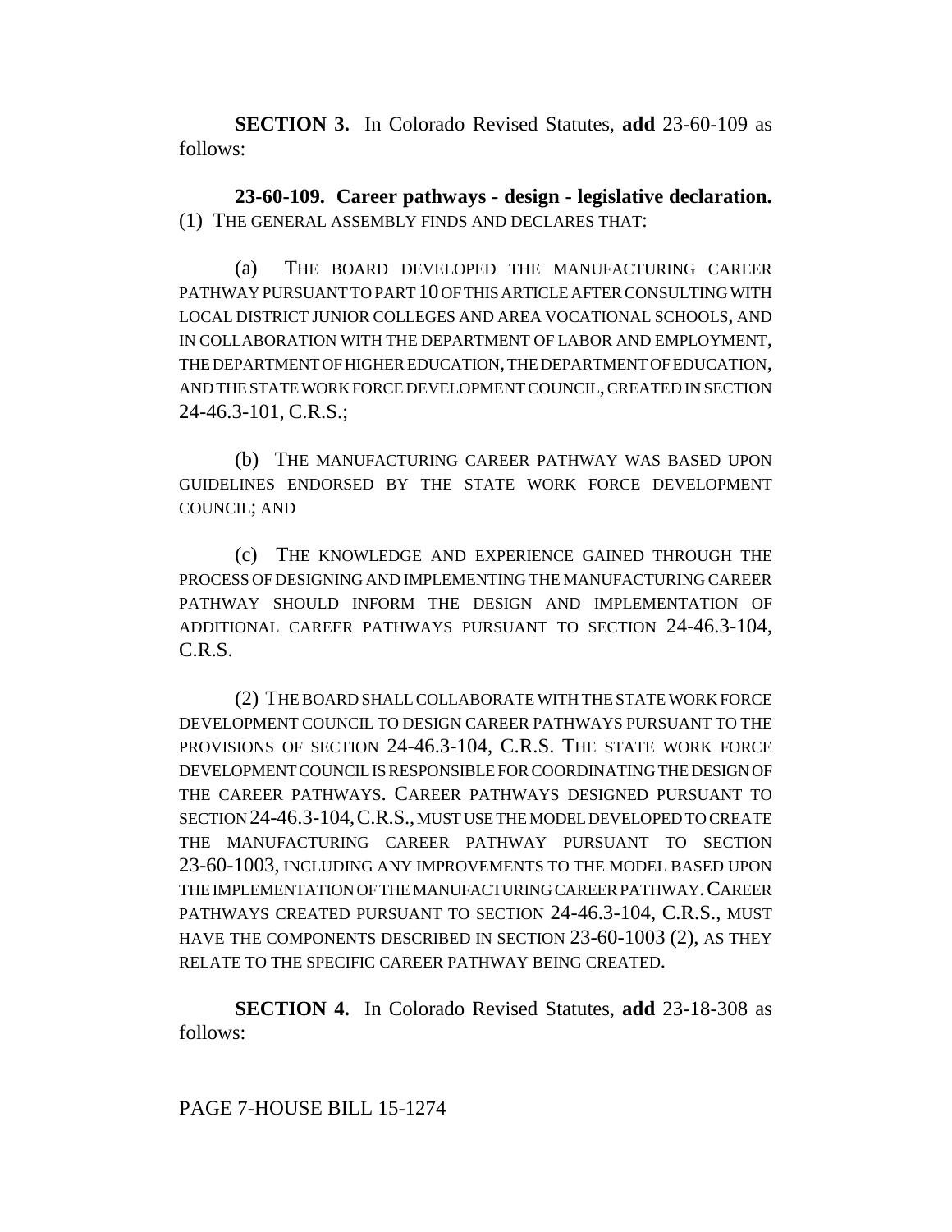**SECTION 3.** In Colorado Revised Statutes, **add** 23-60-109 as follows:

**23-60-109. Career pathways - design - legislative declaration.** (1) THE GENERAL ASSEMBLY FINDS AND DECLARES THAT:

(a) THE BOARD DEVELOPED THE MANUFACTURING CAREER PATHWAY PURSUANT TO PART 10 OF THIS ARTICLE AFTER CONSULTING WITH LOCAL DISTRICT JUNIOR COLLEGES AND AREA VOCATIONAL SCHOOLS, AND IN COLLABORATION WITH THE DEPARTMENT OF LABOR AND EMPLOYMENT, THE DEPARTMENT OF HIGHER EDUCATION, THE DEPARTMENT OF EDUCATION, AND THE STATE WORK FORCE DEVELOPMENT COUNCIL, CREATED IN SECTION 24-46.3-101, C.R.S.;

(b) THE MANUFACTURING CAREER PATHWAY WAS BASED UPON GUIDELINES ENDORSED BY THE STATE WORK FORCE DEVELOPMENT COUNCIL; AND

(c) THE KNOWLEDGE AND EXPERIENCE GAINED THROUGH THE PROCESS OF DESIGNING AND IMPLEMENTING THE MANUFACTURING CAREER PATHWAY SHOULD INFORM THE DESIGN AND IMPLEMENTATION OF ADDITIONAL CAREER PATHWAYS PURSUANT TO SECTION 24-46.3-104, C.R.S.

(2) THE BOARD SHALL COLLABORATE WITH THE STATE WORK FORCE DEVELOPMENT COUNCIL TO DESIGN CAREER PATHWAYS PURSUANT TO THE PROVISIONS OF SECTION 24-46.3-104, C.R.S. THE STATE WORK FORCE DEVELOPMENT COUNCIL IS RESPONSIBLE FOR COORDINATING THE DESIGN OF THE CAREER PATHWAYS. CAREER PATHWAYS DESIGNED PURSUANT TO SECTION 24-46.3-104, C.R.S., MUST USE THE MODEL DEVELOPED TO CREATE THE MANUFACTURING CAREER PATHWAY PURSUANT TO SECTION 23-60-1003, INCLUDING ANY IMPROVEMENTS TO THE MODEL BASED UPON THE IMPLEMENTATION OF THE MANUFACTURING CAREER PATHWAY. CAREER PATHWAYS CREATED PURSUANT TO SECTION 24-46.3-104, C.R.S., MUST HAVE THE COMPONENTS DESCRIBED IN SECTION 23-60-1003 (2), AS THEY RELATE TO THE SPECIFIC CAREER PATHWAY BEING CREATED.

**SECTION 4.** In Colorado Revised Statutes, **add** 23-18-308 as follows:

PAGE 7-HOUSE BILL 15-1274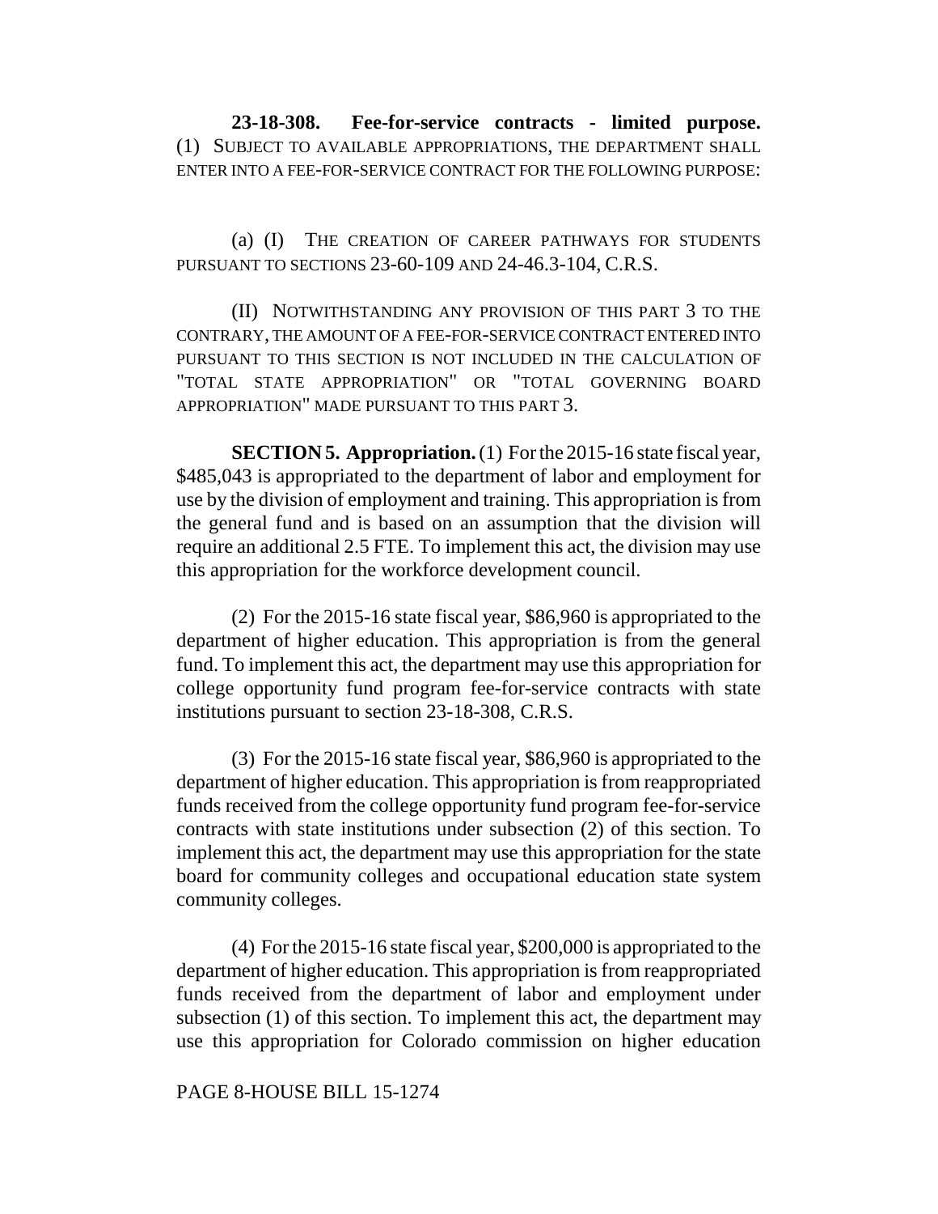**23-18-308. Fee-for-service contracts - limited purpose.** (1) SUBJECT TO AVAILABLE APPROPRIATIONS, THE DEPARTMENT SHALL ENTER INTO A FEE-FOR-SERVICE CONTRACT FOR THE FOLLOWING PURPOSE:

(a) (I) THE CREATION OF CAREER PATHWAYS FOR STUDENTS PURSUANT TO SECTIONS 23-60-109 AND 24-46.3-104, C.R.S.

(II) NOTWITHSTANDING ANY PROVISION OF THIS PART 3 TO THE CONTRARY, THE AMOUNT OF A FEE-FOR-SERVICE CONTRACT ENTERED INTO PURSUANT TO THIS SECTION IS NOT INCLUDED IN THE CALCULATION OF "TOTAL STATE APPROPRIATION" OR "TOTAL GOVERNING BOARD APPROPRIATION" MADE PURSUANT TO THIS PART 3.

**SECTION 5. Appropriation.** (1) For the 2015-16 state fiscal year, $485,043 is appropriated to the department of labor and employment for use by the division of employment and training. This appropriation is from the general fund and is based on an assumption that the division will require an additional 2.5 FTE. To implement this act, the division may use this appropriation for the workforce development council.

(2) For the 2015-16 state fiscal year, $86,960 is appropriated to the department of higher education. This appropriation is from the general fund. To implement this act, the department may use this appropriation for college opportunity fund program fee-for-service contracts with state institutions pursuant to section 23-18-308, C.R.S.

(3) For the 2015-16 state fiscal year, $86,960 is appropriated to the department of higher education. This appropriation is from reappropriated funds received from the college opportunity fund program fee-for-service contracts with state institutions under subsection (2) of this section. To implement this act, the department may use this appropriation for the state board for community colleges and occupational education state system community colleges.

(4) For the 2015-16 state fiscal year, $200,000 is appropriated to the department of higher education. This appropriation is from reappropriated funds received from the department of labor and employment under subsection (1) of this section. To implement this act, the department may use this appropriation for Colorado commission on higher education

PAGE 8-HOUSE BILL 15-1274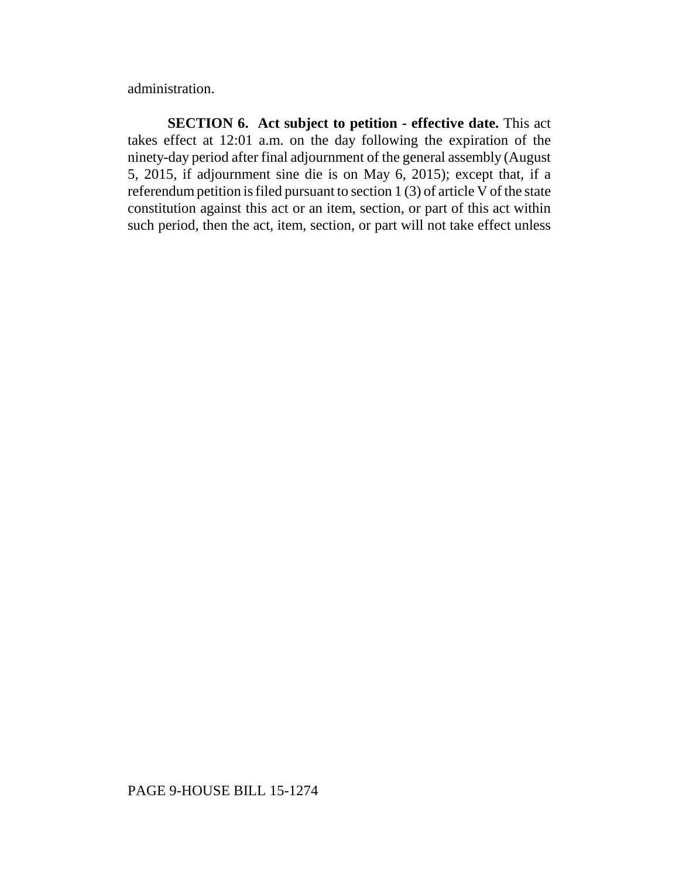administration.

**SECTION 6. Act subject to petition - effective date.** This act takes effect at 12:01 a.m. on the day following the expiration of the ninety-day period after final adjournment of the general assembly (August 5, 2015, if adjournment sine die is on May 6, 2015); except that, if a referendum petition is filed pursuant to section 1 (3) of article V of the state constitution against this act or an item, section, or part of this act within such period, then the act, item, section, or part will not take effect unless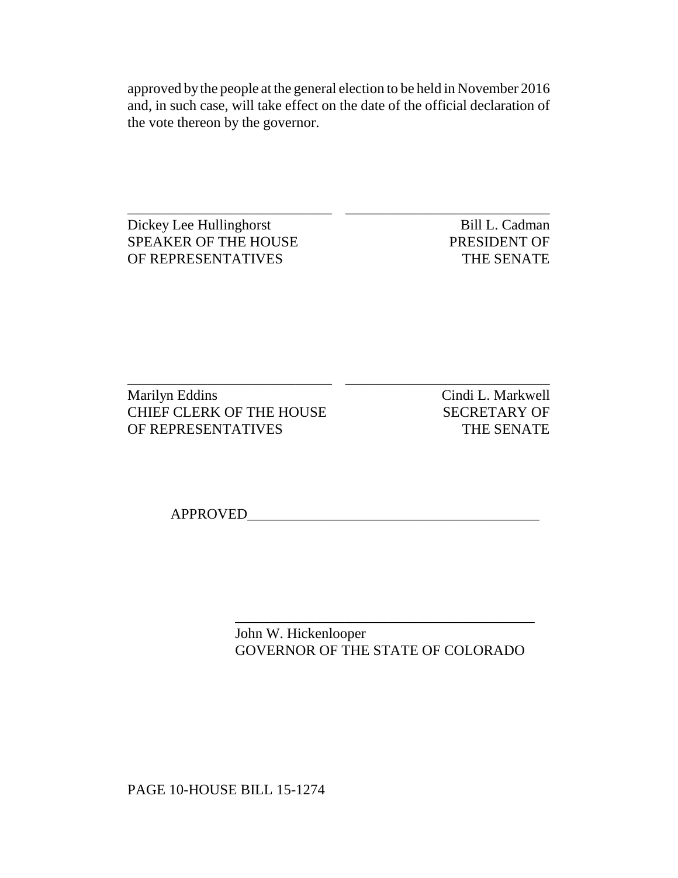approved by the people at the general election to be held in November 2016 and, in such case, will take effect on the date of the official declaration of the vote thereon by the governor.

| | |
|---|---|
| ____________________________ | ____________________________ |
| Dickey Lee Hullinghorst | Bill L. Cadman |
| SPEAKER OF THE HOUSE | PRESIDENT OF |
| OF REPRESENTATIVES | THE SENATE |

| | |
|---|---|
| ____________________________ | ____________________________ |
| Marilyn Eddins | Cindi L. Markwell |
| CHIEF CLERK OF THE HOUSE | SECRETARY OF |
| OF REPRESENTATIVES | THE SENATE |

APPROVED________________________________________

_________________________________________
John W. Hickenlooper
GOVERNOR OF THE STATE OF COLORADO

PAGE 10-HOUSE BILL 15-1274